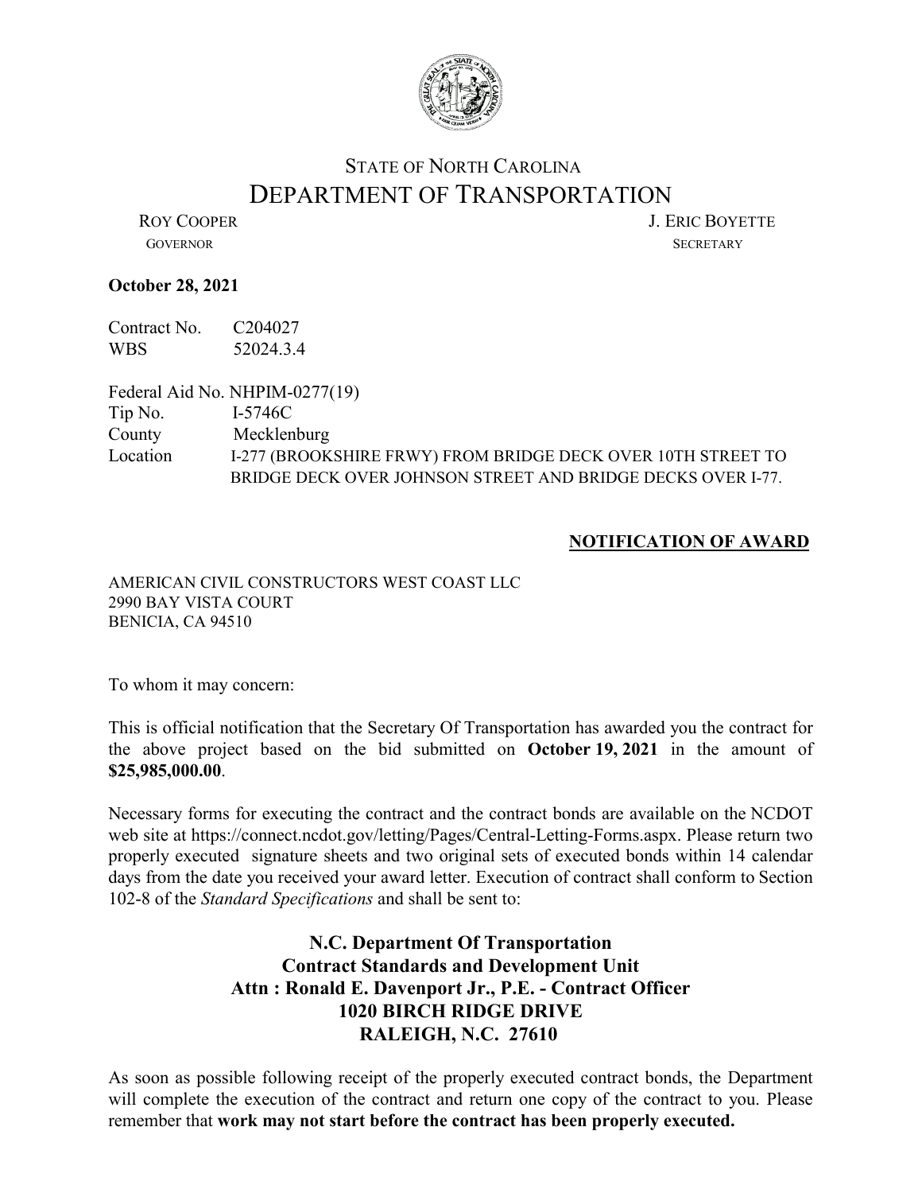STATE OF NORTH CAROLINA

# DEPARTMENT OF TRANSPORTATION

ROY COOPER
GOVERNOR

J. ERIC BOYETTE
SECRETARY

**October 28, 2021**

Contract No. C204027
WBS 52024.3.4

Federal Aid No. NHPIM-0277(19)
Tip No. I-5746C
County Mecklenburg
Location I-277 (BROOKSHIRE FRWY) FROM BRIDGE DECK OVER 10TH STREET TO BRIDGE DECK OVER JOHNSON STREET AND BRIDGE DECKS OVER I-77.

**NOTIFICATION OF AWARD**

AMERICAN CIVIL CONSTRUCTORS WEST COAST LLC
2990 BAY VISTA COURT
BENICIA, CA 94510

To whom it may concern:

This is official notification that the Secretary Of Transportation has awarded you the contract for the above project based on the bid submitted on **October 19, 2021** in the amount of **$25,985,000.00**.

Necessary forms for executing the contract and the contract bonds are available on the NCDOT web site at https://connect.ncdot.gov/letting/Pages/Central-Letting-Forms.aspx. Please return two properly executed signature sheets and two original sets of executed bonds within 14 calendar days from the date you received your award letter. Execution of contract shall conform to Section 102-8 of the *Standard Specifications* and shall be sent to:

**N.C. Department Of Transportation**
**Contract Standards and Development Unit**
**Attn : Ronald E. Davenport Jr., P.E. - Contract Officer**
**1020 BIRCH RIDGE DRIVE**
**RALEIGH, N.C. 27610**

As soon as possible following receipt of the properly executed contract bonds, the Department will complete the execution of the contract and return one copy of the contract to you. Please remember that **work may not start before the contract has been properly executed.**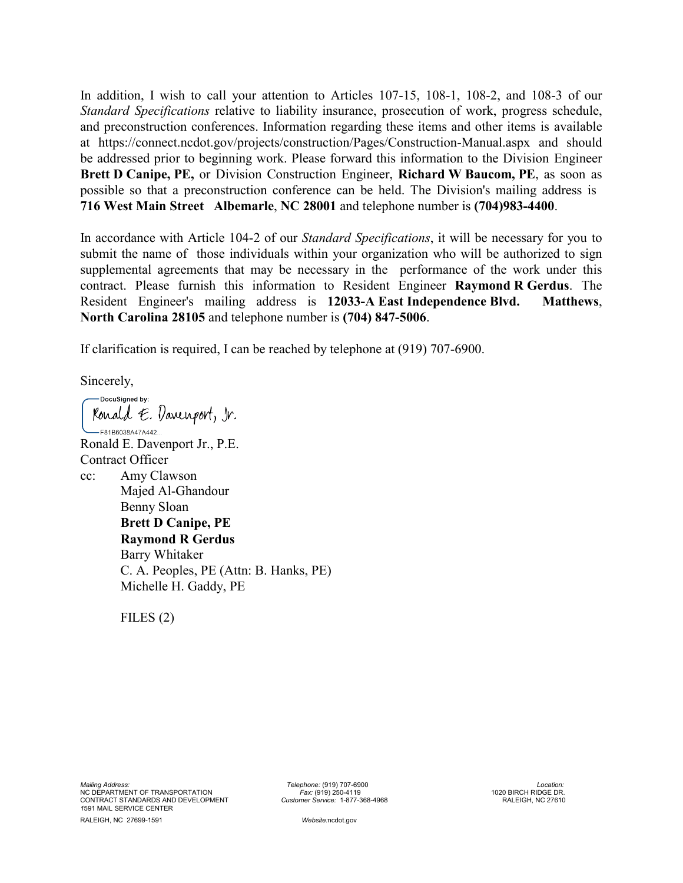In addition, I wish to call your attention to Articles 107-15, 108-1, 108-2, and 108-3 of our *Standard Specifications* relative to liability insurance, prosecution of work, progress schedule, and preconstruction conferences. Information regarding these items and other items is available at https://connect.ncdot.gov/projects/construction/Pages/Construction-Manual.aspx and should be addressed prior to beginning work. Please forward this information to the Division Engineer **Brett D Canipe, PE,** or Division Construction Engineer, **Richard W Baucom, PE**, as soon as possible so that a preconstruction conference can be held. The Division's mailing address is **716 West Main Street Albemarle**, **NC 28001** and telephone number is **(704)983-4400**.

In accordance with Article 104-2 of our *Standard Specifications*, it will be necessary for you to submit the name of those individuals within your organization who will be authorized to sign supplemental agreements that may be necessary in the performance of the work under this contract. Please furnish this information to Resident Engineer **Raymond R Gerdus**. The Resident Engineer's mailing address is **12033-A East Independence Blvd. Matthews**, **North Carolina 28105** and telephone number is **(704) 847-5006**.

If clarification is required, I can be reached by telephone at (919) 707-6900.

Sincerely,

DocuSigned by:
Ronald E. Davenport, Jr.
F81B6038A47A442...

Ronald E. Davenport Jr., P.E.
Contract Officer

cc: Amy Clawson
Majed Al-Ghandour
Benny Sloan
**Brett D Canipe, PE**
**Raymond R Gerdus**
Barry Whitaker
C. A. Peoples, PE (Attn: B. Hanks, PE)
Michelle H. Gaddy, PE

FILES (2)

*Mailing Address:*
NC DEPARTMENT OF TRANSPORTATION
CONTRACT STANDARDS AND DEVELOPMENT
1591 MAIL SERVICE CENTER
RALEIGH, NC 27699-1591

*Telephone:* (919) 707-6900
*Fax:* (919) 250-4119
*Customer Service:* 1-877-368-4968
*Website:*ncdot.gov

*Location:*
1020 BIRCH RIDGE DR.
RALEIGH, NC 27610